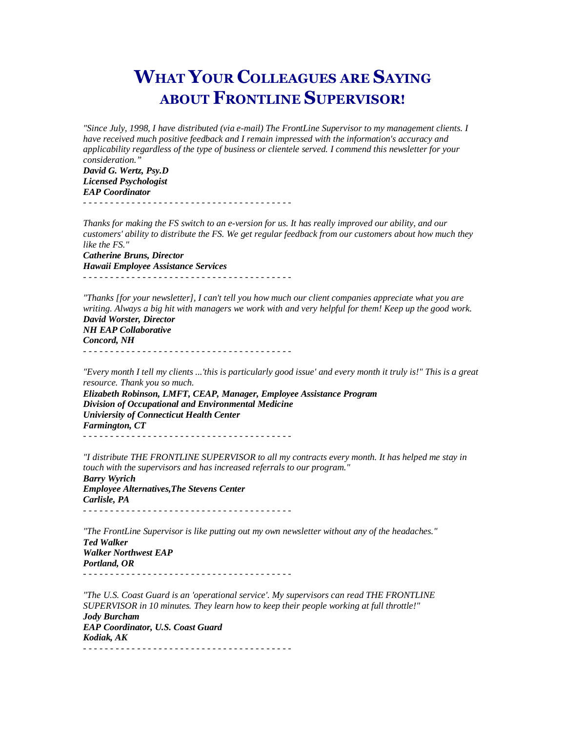# What Your Colleagues are Saying about Frontline Supervisor!

*"Since July, 1998, I have distributed (via e-mail) The FrontLine Supervisor to my management clients. I have received much positive feedback and I remain impressed with the information's accuracy and applicability regardless of the type of business or clientele served. I commend this newsletter for your consideration."*

***David G. Wertz, Psy.D***
***Licensed Psychologist***
***EAP Coordinator***

- - - - - - - - - - - - - - - - - - - - - - - - - - - - - - - - - - - - - - -

*Thanks for making the FS switch to an e-version for us. It has really improved our ability, and our customers' ability to distribute the FS. We get regular feedback from our customers about how much they like the FS."*

***Catherine Bruns, Director***
***Hawaii Employee Assistance Services***

- - - - - - - - - - - - - - - - - - - - - - - - - - - - - - - - - - - - - - -

*"Thanks [for your newsletter], I can't tell you how much our client companies appreciate what you are writing. Always a big hit with managers we work with and very helpful for them! Keep up the good work.*

***David Worster, Director***
***NH EAP Collaborative***
***Concord, NH***

- - - - - - - - - - - - - - - - - - - - - - - - - - - - - - - - - - - - - - -

*"Every month I tell my clients ...'this is particularly good issue' and every month it truly is!" This is a great resource. Thank you so much.*

***Elizabeth Robinson, LMFT, CEAP, Manager, Employee Assistance Program***
***Division of Occupational and Environmental Medicine***
***Univiersity of Connecticut Health Center***
***Farmington, CT***

- - - - - - - - - - - - - - - - - - - - - - - - - - - - - - - - - - - - - - -

*"I distribute THE FRONTLINE SUPERVISOR to all my contracts every month. It has helped me stay in touch with the supervisors and has increased referrals to our program."*

***Barry Wyrich***
***Employee Alternatives,The Stevens Center***
***Carlisle, PA***

- - - - - - - - - - - - - - - - - - - - - - - - - - - - - - - - - - - - - - -

*"The FrontLine Supervisor is like putting out my own newsletter without any of the headaches."*

***Ted Walker***
***Walker Northwest EAP***
***Portland, OR***

- - - - - - - - - - - - - - - - - - - - - - - - - - - - - - - - - - - - - - -

*"The U.S. Coast Guard is an 'operational service'. My supervisors can read THE FRONTLINE SUPERVISOR in 10 minutes. They learn how to keep their people working at full throttle!"*

***Jody Burcham***
***EAP Coordinator, U.S. Coast Guard***
***Kodiak, AK***

- - - - - - - - - - - - - - - - - - - - - - - - - - - - - - - - - - - - - - -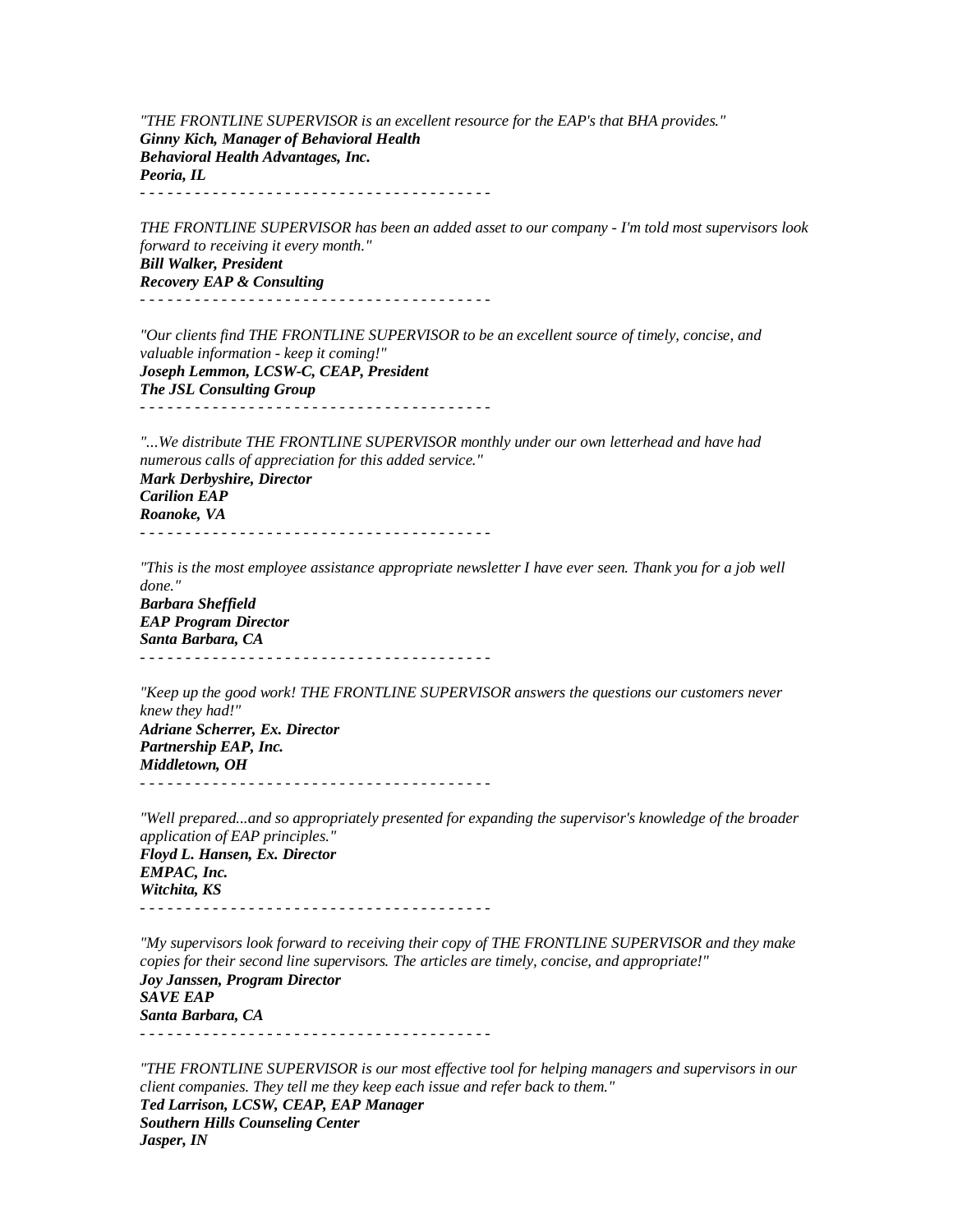*"THE FRONTLINE SUPERVISOR is an excellent resource for the EAP's that BHA provides."*
***Ginny Kich, Manager of Behavioral Health***
***Behavioral Health Advantages, Inc.***
***Peoria, IL***

\- - - - - - - - - - - - - - - - - - - - - - - - - - - - - - - - - - - - - - -

*THE FRONTLINE SUPERVISOR has been an added asset to our company - I'm told most supervisors look forward to receiving it every month."*
***Bill Walker, President***
***Recovery EAP & Consulting***

\- - - - - - - - - - - - - - - - - - - - - - - - - - - - - - - - - - - - - - -

*"Our clients find THE FRONTLINE SUPERVISOR to be an excellent source of timely, concise, and valuable information - keep it coming!"*
***Joseph Lemmon, LCSW-C, CEAP, President***
***The JSL Consulting Group***

\- - - - - - - - - - - - - - - - - - - - - - - - - - - - - - - - - - - - - - -

*"...We distribute THE FRONTLINE SUPERVISOR monthly under our own letterhead and have had numerous calls of appreciation for this added service."*
***Mark Derbyshire, Director***
***Carilion EAP***
***Roanoke, VA***

\- - - - - - - - - - - - - - - - - - - - - - - - - - - - - - - - - - - - - - -

*"This is the most employee assistance appropriate newsletter I have ever seen. Thank you for a job well done."*
***Barbara Sheffield***
***EAP Program Director***
***Santa Barbara, CA***

\- - - - - - - - - - - - - - - - - - - - - - - - - - - - - - - - - - - - - - -

*"Keep up the good work! THE FRONTLINE SUPERVISOR answers the questions our customers never knew they had!"*
***Adriane Scherrer, Ex. Director***
***Partnership EAP, Inc.***
***Middletown, OH***

\- - - - - - - - - - - - - - - - - - - - - - - - - - - - - - - - - - - - - - -

*"Well prepared...and so appropriately presented for expanding the supervisor's knowledge of the broader application of EAP principles."*
***Floyd L. Hansen, Ex. Director***
***EMPAC, Inc.***
***Witchita, KS***

\- - - - - - - - - - - - - - - - - - - - - - - - - - - - - - - - - - - - - - -

*"My supervisors look forward to receiving their copy of THE FRONTLINE SUPERVISOR and they make copies for their second line supervisors. The articles are timely, concise, and appropriate!"*
***Joy Janssen, Program Director***
***SAVE EAP***
***Santa Barbara, CA***

\- - - - - - - - - - - - - - - - - - - - - - - - - - - - - - - - - - - - - - -

*"THE FRONTLINE SUPERVISOR is our most effective tool for helping managers and supervisors in our client companies. They tell me they keep each issue and refer back to them."*
***Ted Larrison, LCSW, CEAP, EAP Manager***
***Southern Hills Counseling Center***
***Jasper, IN***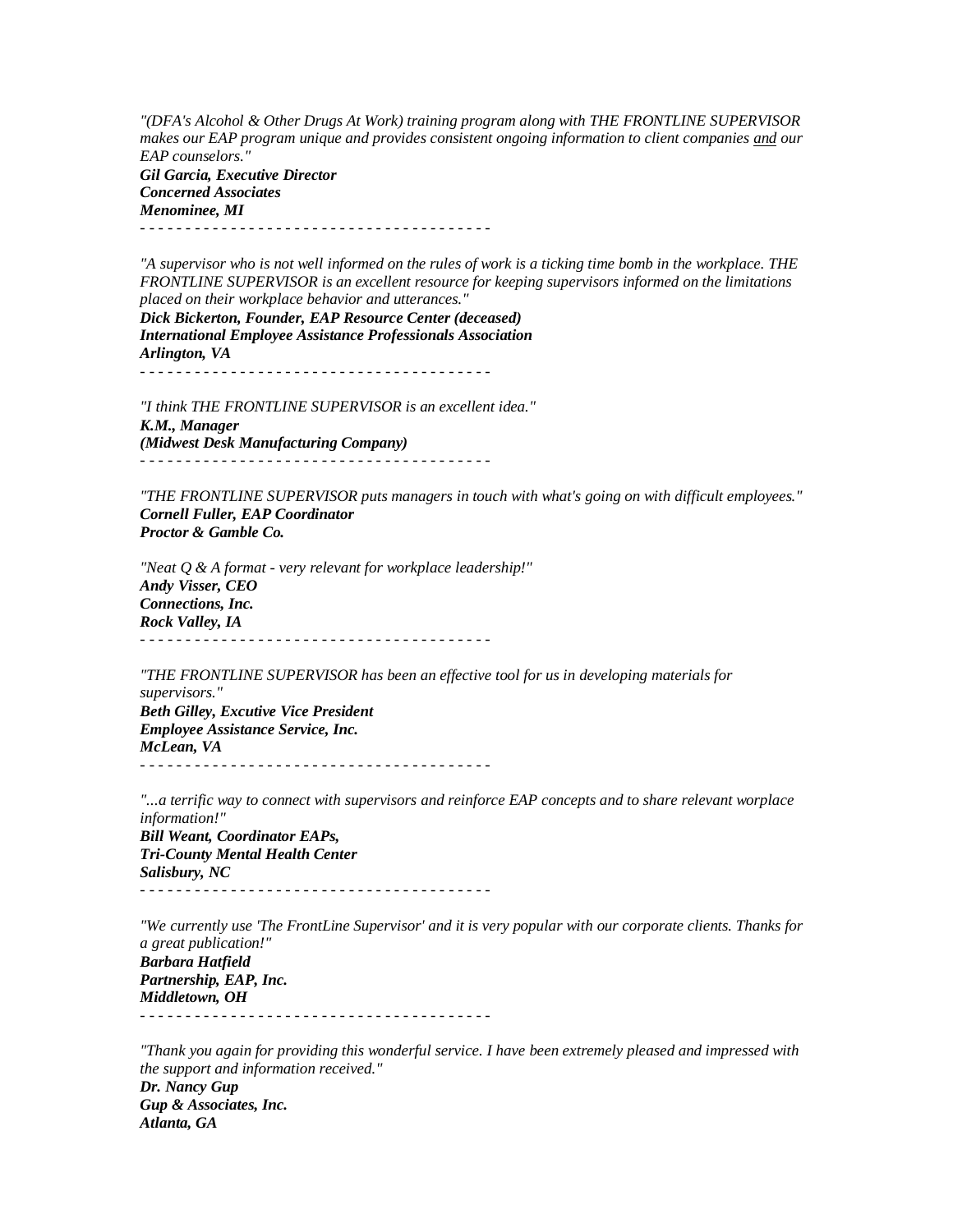*"(DFA's Alcohol & Other Drugs At Work) training program along with THE FRONTLINE SUPERVISOR makes our EAP program unique and provides consistent ongoing information to client companies and our EAP counselors."*
***Gil Garcia, Executive Director***
***Concerned Associates***
***Menominee, MI***

- - - - - - - - - - - - - - - - - - - - - - - - - - - - - - - - - - - - - - -

*"A supervisor who is not well informed on the rules of work is a ticking time bomb in the workplace. THE FRONTLINE SUPERVISOR is an excellent resource for keeping supervisors informed on the limitations placed on their workplace behavior and utterances."*
***Dick Bickerton, Founder, EAP Resource Center (deceased)***
***International Employee Assistance Professionals Association***
***Arlington, VA***

- - - - - - - - - - - - - - - - - - - - - - - - - - - - - - - - - - - - - - -

*"I think THE FRONTLINE SUPERVISOR is an excellent idea."*
***K.M., Manager***
***(Midwest Desk Manufacturing Company)***

- - - - - - - - - - - - - - - - - - - - - - - - - - - - - - - - - - - - - - -

*"THE FRONTLINE SUPERVISOR puts managers in touch with what's going on with difficult employees."*
***Cornell Fuller, EAP Coordinator***
***Proctor & Gamble Co.***

*"Neat Q & A format - very relevant for workplace leadership!"*
***Andy Visser, CEO***
***Connections, Inc.***
***Rock Valley, IA***

- - - - - - - - - - - - - - - - - - - - - - - - - - - - - - - - - - - - - - -

*"THE FRONTLINE SUPERVISOR has been an effective tool for us in developing materials for supervisors."*
***Beth Gilley, Excutive Vice President***
***Employee Assistance Service, Inc.***
***McLean, VA***

- - - - - - - - - - - - - - - - - - - - - - - - - - - - - - - - - - - - - - -

*"...a terrific way to connect with supervisors and reinforce EAP concepts and to share relevant worplace information!"*
***Bill Weant, Coordinator EAPs,***
***Tri-County Mental Health Center***
***Salisbury, NC***

- - - - - - - - - - - - - - - - - - - - - - - - - - - - - - - - - - - - - - -

*"We currently use 'The FrontLine Supervisor' and it is very popular with our corporate clients. Thanks for a great publication!"*
***Barbara Hatfield***
***Partnership, EAP, Inc.***
***Middletown, OH***

- - - - - - - - - - - - - - - - - - - - - - - - - - - - - - - - - - - - - - -

*"Thank you again for providing this wonderful service. I have been extremely pleased and impressed with the support and information received."*
***Dr. Nancy Gup***
***Gup & Associates, Inc.***
***Atlanta, GA***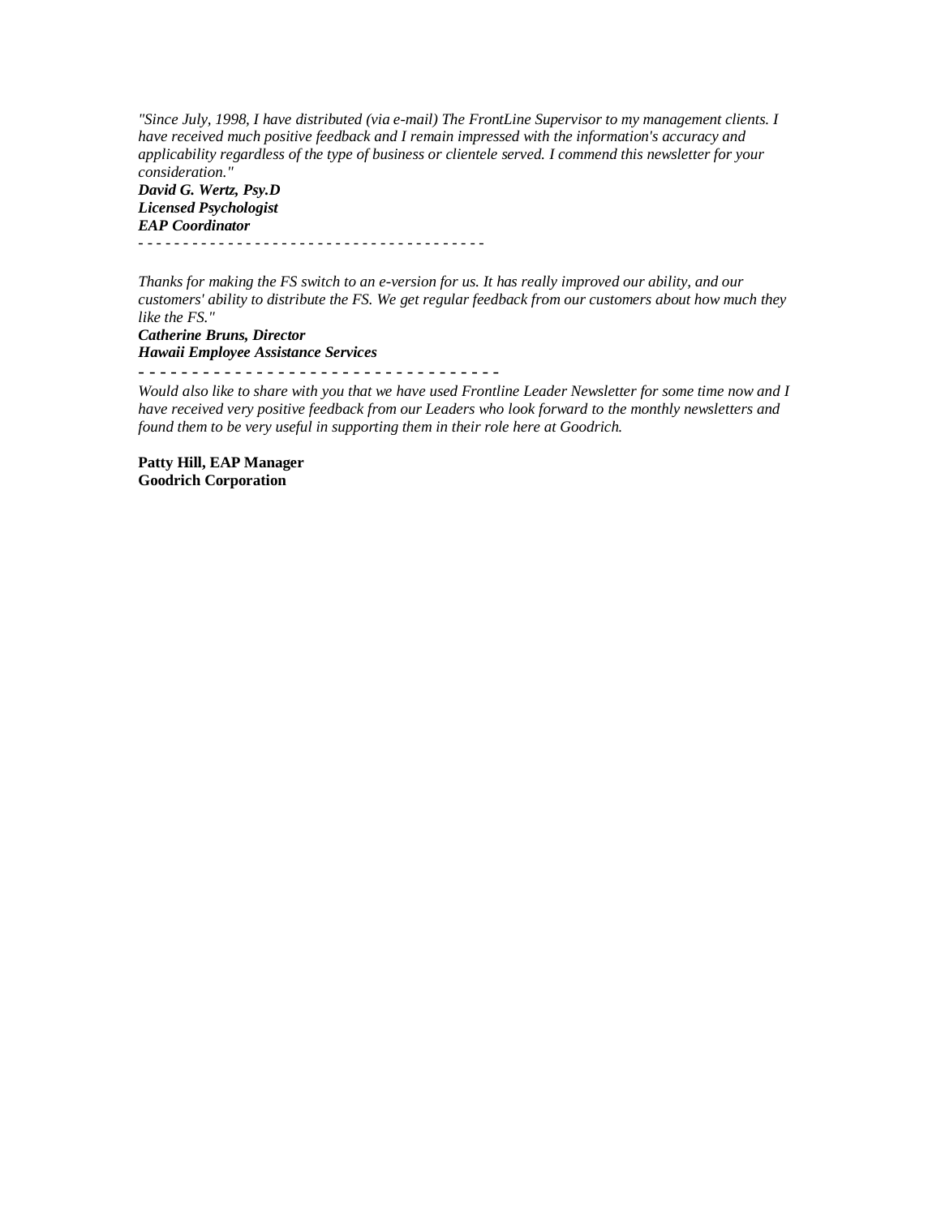*"Since July, 1998, I have distributed (via e-mail) The FrontLine Supervisor to my management clients. I have received much positive feedback and I remain impressed with the information's accuracy and applicability regardless of the type of business or clientele served. I commend this newsletter for your consideration."*
***David G. Wertz, Psy.D***
***Licensed Psychologist***
***EAP Coordinator***

- - - - - - - - - - - - - - - - - - - - - - - - - - - - - - - - - - - - - - -

*Thanks for making the FS switch to an e-version for us. It has really improved our ability, and our customers' ability to distribute the FS. We get regular feedback from our customers about how much they like the FS."*
***Catherine Bruns, Director***
***Hawaii Employee Assistance Services***

- - - - - - - - - - - - - - - - - - - - - - - - - - - - - - - - - -

*Would also like to share with you that we have used Frontline Leader Newsletter for some time now and I have received very positive feedback from our Leaders who look forward to the monthly newsletters and found them to be very useful in supporting them in their role here at Goodrich.*

**Patty Hill, EAP Manager**
**Goodrich Corporation**